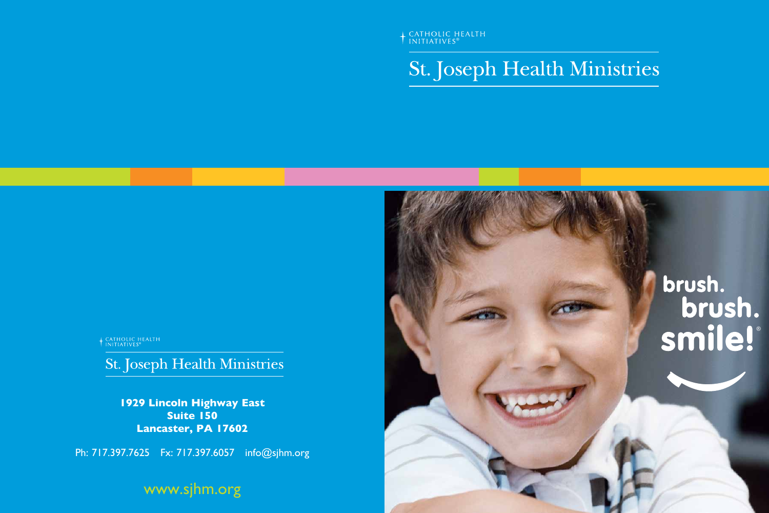CATHOLIC HEALTH INITIATIVES®

# St. Joseph Health Ministries

brush.
brush.
smile!®

CATHOLIC HEALTH INITIATIVES®

St. Joseph Health Ministries

**1929 Lincoln Highway East**
**Suite 150**
**Lancaster, PA 17602**

Ph: 717.397.7625 Fx: 717.397.6057 info@sjhm.org

www.sjhm.org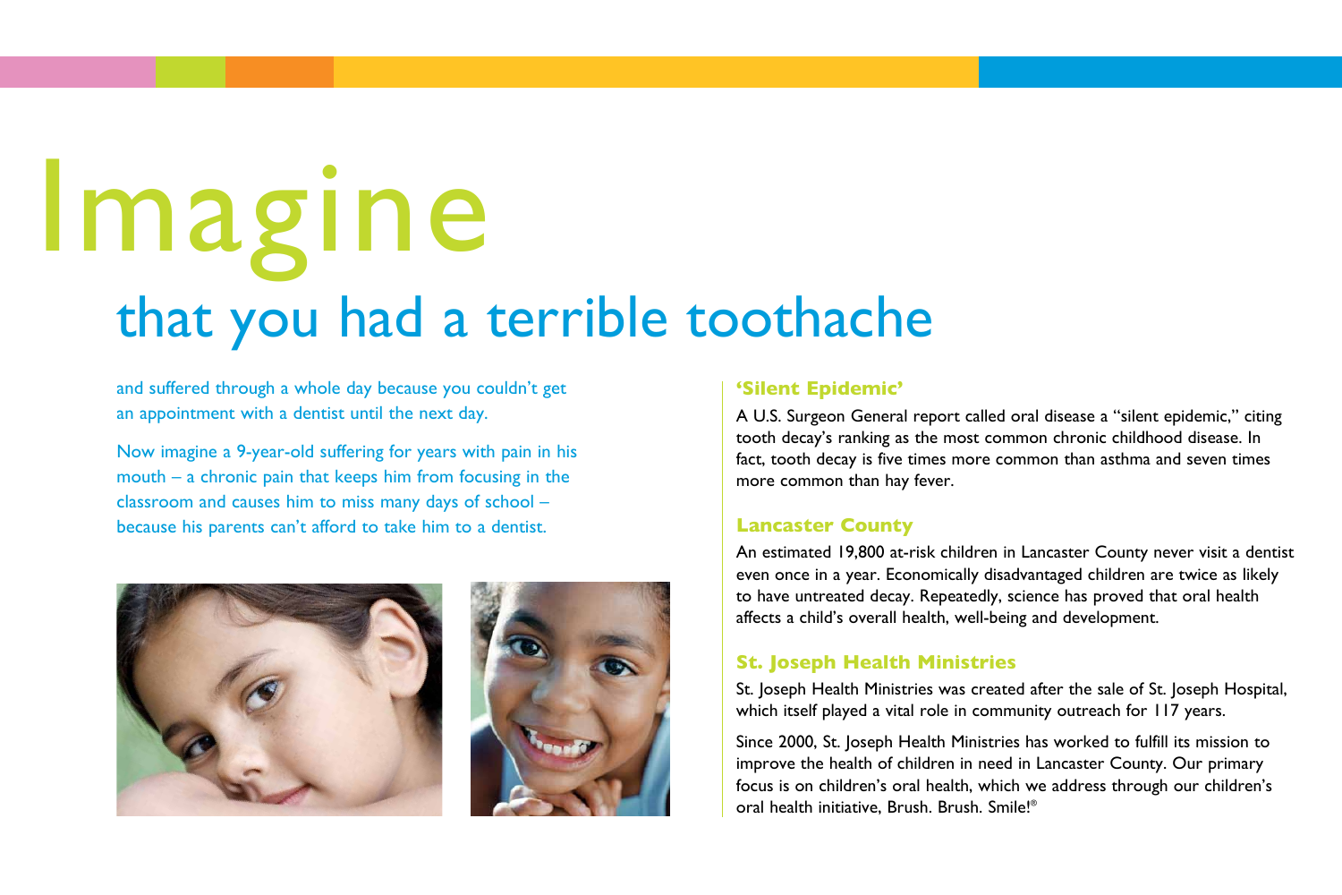# Imagine

## that you had a terrible toothache

and suffered through a whole day because you couldn't get an appointment with a dentist until the next day.

Now imagine a 9-year-old suffering for years with pain in his mouth – a chronic pain that keeps him from focusing in the classroom and causes him to miss many days of school – because his parents can't afford to take him to a dentist.

### 'Silent Epidemic'

A U.S. Surgeon General report called oral disease a "silent epidemic," citing tooth decay's ranking as the most common chronic childhood disease. In fact, tooth decay is five times more common than asthma and seven times more common than hay fever.

### Lancaster County

An estimated 19,800 at-risk children in Lancaster County never visit a dentist even once in a year. Economically disadvantaged children are twice as likely to have untreated decay. Repeatedly, science has proved that oral health affects a child's overall health, well-being and development.

### St. Joseph Health Ministries

St. Joseph Health Ministries was created after the sale of St. Joseph Hospital, which itself played a vital role in community outreach for 117 years.

Since 2000, St. Joseph Health Ministries has worked to fulfill its mission to improve the health of children in need in Lancaster County. Our primary focus is on children's oral health, which we address through our children's oral health initiative, Brush. Brush. Smile!®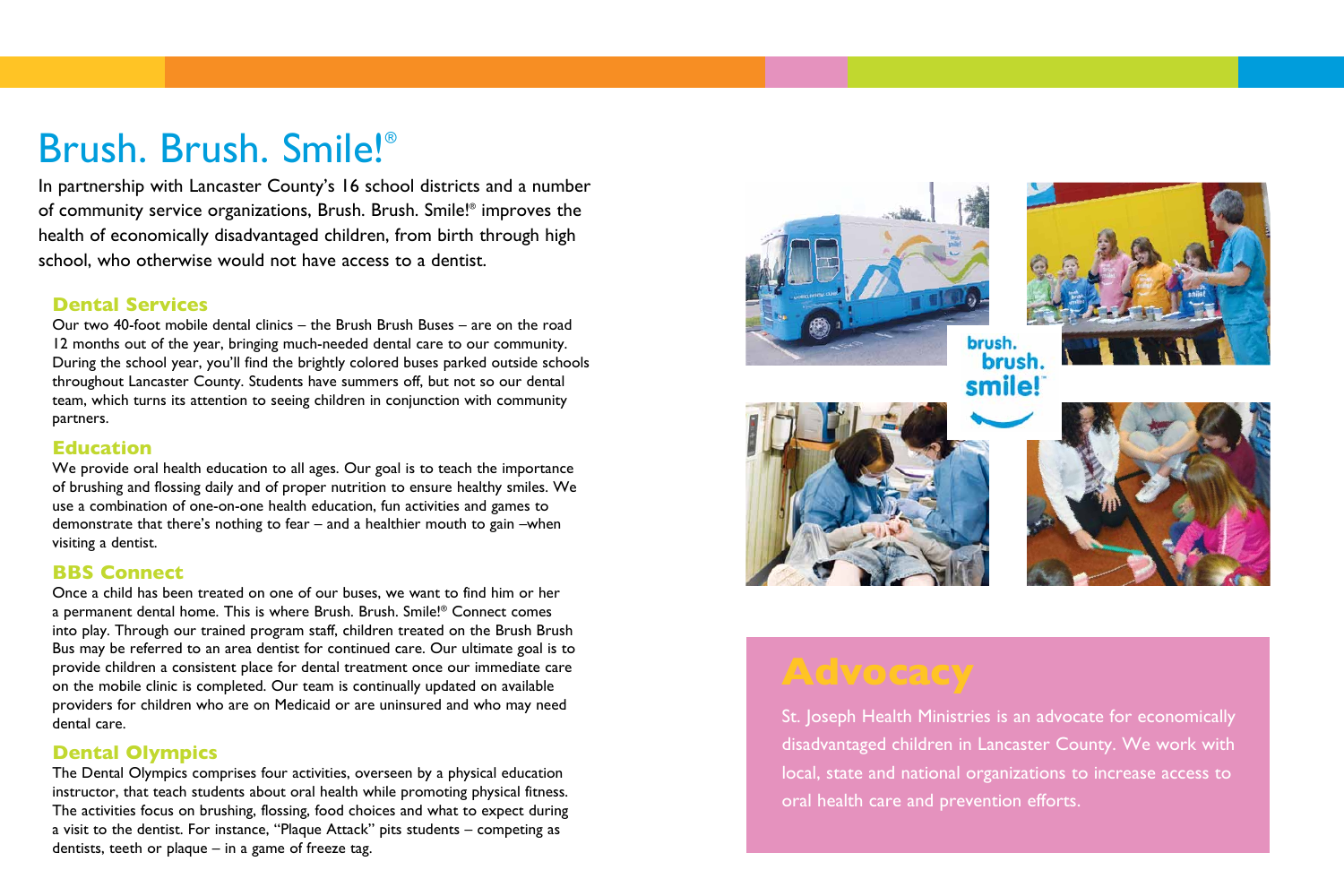# Brush. Brush. Smile!®

In partnership with Lancaster County's 16 school districts and a number of community service organizations, Brush. Brush. Smile!® improves the health of economically disadvantaged children, from birth through high school, who otherwise would not have access to a dentist.

## Dental Services

Our two 40-foot mobile dental clinics – the Brush Brush Buses – are on the road 12 months out of the year, bringing much-needed dental care to our community. During the school year, you'll find the brightly colored buses parked outside schools throughout Lancaster County. Students have summers off, but not so our dental team, which turns its attention to seeing children in conjunction with community partners.

## Education

We provide oral health education to all ages. Our goal is to teach the importance of brushing and flossing daily and of proper nutrition to ensure healthy smiles. We use a combination of one-on-one health education, fun activities and games to demonstrate that there's nothing to fear – and a healthier mouth to gain –when visiting a dentist.

## BBS Connect

Once a child has been treated on one of our buses, we want to find him or her a permanent dental home. This is where Brush. Brush. Smile!® Connect comes into play. Through our trained program staff, children treated on the Brush Brush Bus may be referred to an area dentist for continued care. Our ultimate goal is to provide children a consistent place for dental treatment once our immediate care on the mobile clinic is completed. Our team is continually updated on available providers for children who are on Medicaid or are uninsured and who may need dental care.

## Dental Olympics

The Dental Olympics comprises four activities, overseen by a physical education instructor, that teach students about oral health while promoting physical fitness. The activities focus on brushing, flossing, food choices and what to expect during a visit to the dentist. For instance, "Plaque Attack" pits students – competing as dentists, teeth or plaque – in a game of freeze tag.

brush. brush. smile!™

## Advocacy

St. Joseph Health Ministries is an advocate for economically disadvantaged children in Lancaster County. We work with local, state and national organizations to increase access to oral health care and prevention efforts.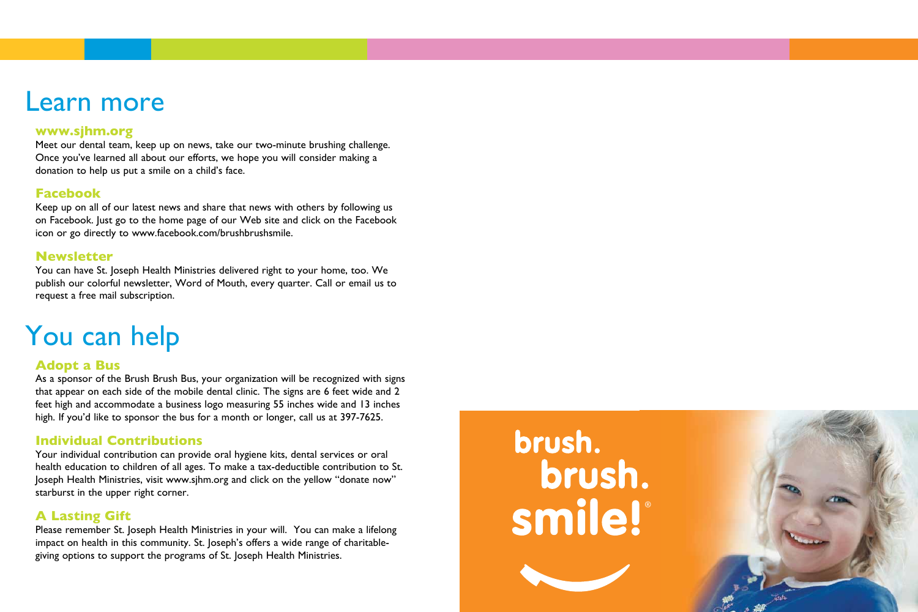# Learn more

### www.sjhm.org

Meet our dental team, keep up on news, take our two-minute brushing challenge. Once you've learned all about our efforts, we hope you will consider making a donation to help us put a smile on a child's face.

### Facebook

Keep up on all of our latest news and share that news with others by following us on Facebook. Just go to the home page of our Web site and click on the Facebook icon or go directly to www.facebook.com/brushbrushsmile.

### Newsletter

You can have St. Joseph Health Ministries delivered right to your home, too. We publish our colorful newsletter, Word of Mouth, every quarter. Call or email us to request a free mail subscription.

# You can help

### Adopt a Bus

As a sponsor of the Brush Brush Bus, your organization will be recognized with signs that appear on each side of the mobile dental clinic. The signs are 6 feet wide and 2 feet high and accommodate a business logo measuring 55 inches wide and 13 inches high. If you'd like to sponsor the bus for a month or longer, call us at 397-7625.

### Individual Contributions

Your individual contribution can provide oral hygiene kits, dental services or oral health education to children of all ages. To make a tax-deductible contribution to St. Joseph Health Ministries, visit www.sjhm.org and click on the yellow "donate now" starburst in the upper right corner.

### A Lasting Gift

Please remember St. Joseph Health Ministries in your will. You can make a lifelong impact on health in this community. St. Joseph's offers a wide range of charitable-giving options to support the programs of St. Joseph Health Ministries.

brush.
brush.
smile!®